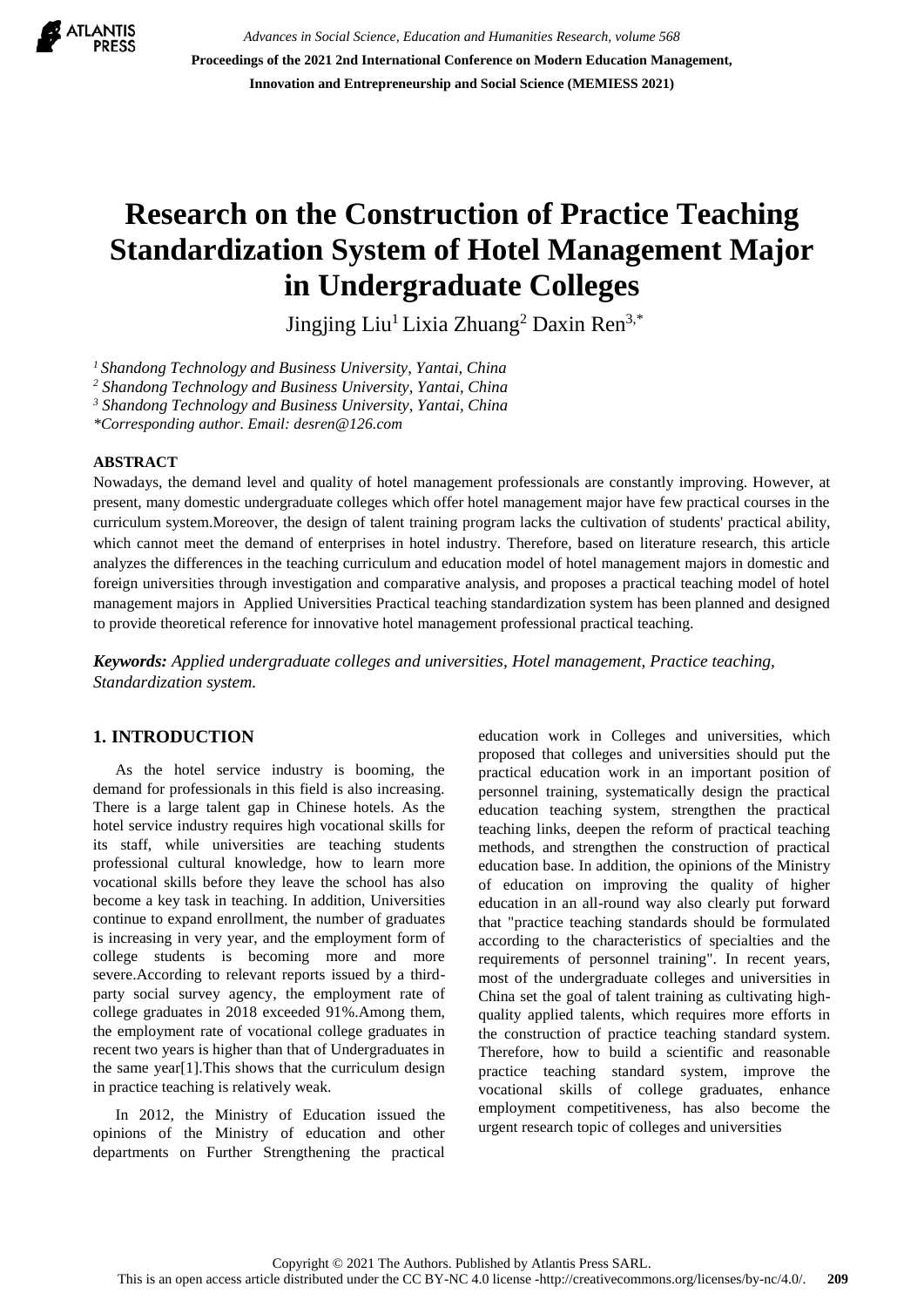# Research on the Construction of Practice Teaching Standardization System of Hotel Management Major in Undergraduate Colleges

Jingjing Liu[1] Lixia Zhuang[2] Daxin Ren[3,*]

*[1] Shandong Technology and Business University, Yantai, China*
*[2] Shandong Technology and Business University, Yantai, China*
*[3] Shandong Technology and Business University, Yantai, China*
*\*Corresponding author. Email: desren@126.com*

## ABSTRACT

Nowadays, the demand level and quality of hotel management professionals are constantly improving. However, at present, many domestic undergraduate colleges which offer hotel management major have few practical courses in the curriculum system.Moreover, the design of talent training program lacks the cultivation of students' practical ability, which cannot meet the demand of enterprises in hotel industry. Therefore, based on literature research, this article analyzes the differences in the teaching curriculum and education model of hotel management majors in domestic and foreign universities through investigation and comparative analysis, and proposes a practical teaching model of hotel management majors in Applied Universities Practical teaching standardization system has been planned and designed to provide theoretical reference for innovative hotel management professional practical teaching.

***Keywords:*** *Applied undergraduate colleges and universities, Hotel management, Practice teaching, Standardization system.*

## 1. INTRODUCTION

As the hotel service industry is booming, the demand for professionals in this field is also increasing. There is a large talent gap in Chinese hotels. As the hotel service industry requires high vocational skills for its staff, while universities are teaching students professional cultural knowledge, how to learn more vocational skills before they leave the school has also become a key task in teaching. In addition, Universities continue to expand enrollment, the number of graduates is increasing in very year, and the employment form of college students is becoming more and more severe.According to relevant reports issued by a third-party social survey agency, the employment rate of college graduates in 2018 exceeded 91%.Among them, the employment rate of vocational college graduates in recent two years is higher than that of Undergraduates in the same year[1].This shows that the curriculum design in practice teaching is relatively weak.

In 2012, the Ministry of Education issued the opinions of the Ministry of education and other departments on Further Strengthening the practical education work in Colleges and universities, which proposed that colleges and universities should put the practical education work in an important position of personnel training, systematically design the practical education teaching system, strengthen the practical teaching links, deepen the reform of practical teaching methods, and strengthen the construction of practical education base. In addition, the opinions of the Ministry of education on improving the quality of higher education in an all-round way also clearly put forward that "practice teaching standards should be formulated according to the characteristics of specialties and the requirements of personnel training". In recent years, most of the undergraduate colleges and universities in China set the goal of talent training as cultivating high-quality applied talents, which requires more efforts in the construction of practice teaching standard system. Therefore, how to build a scientific and reasonable practice teaching standard system, improve the vocational skills of college graduates, enhance employment competitiveness, has also become the urgent research topic of colleges and universities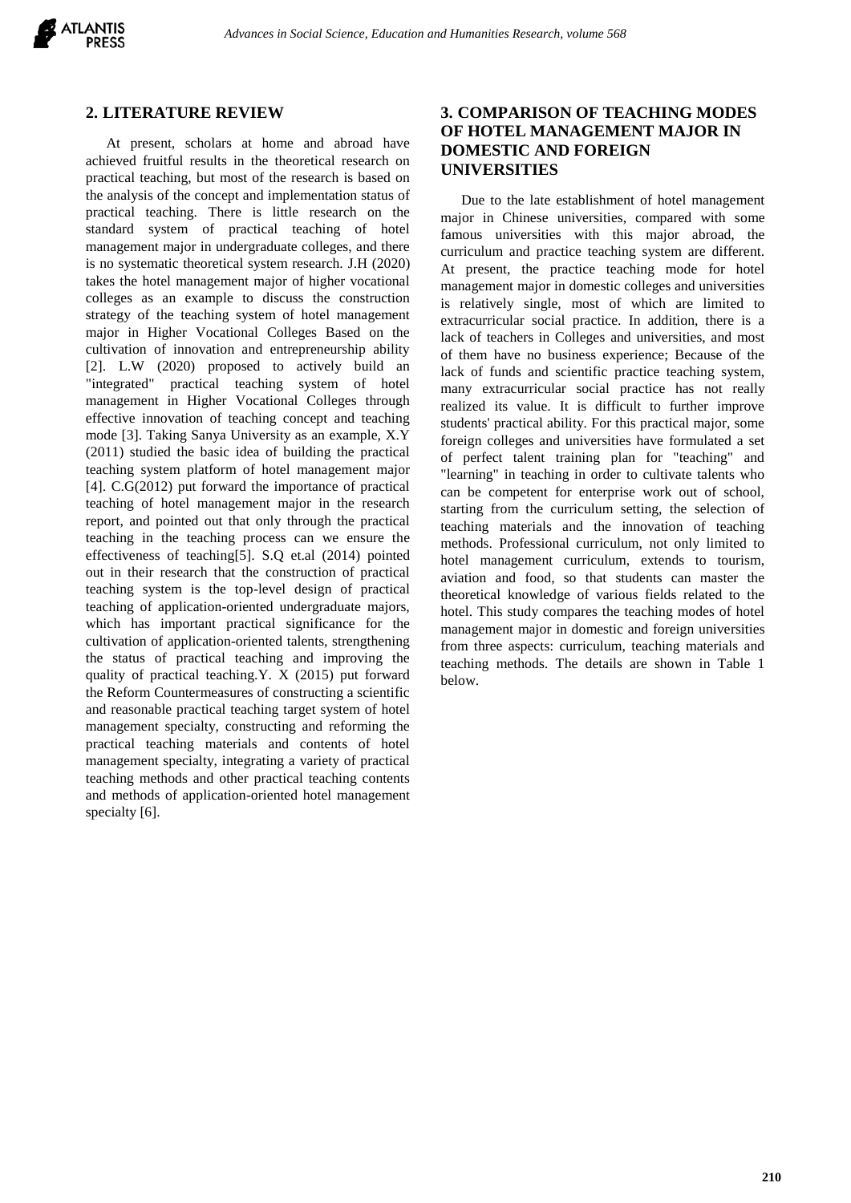## 2. LITERATURE REVIEW

At present, scholars at home and abroad have achieved fruitful results in the theoretical research on practical teaching, but most of the research is based on the analysis of the concept and implementation status of practical teaching. There is little research on the standard system of practical teaching of hotel management major in undergraduate colleges, and there is no systematic theoretical system research. J.H (2020) takes the hotel management major of higher vocational colleges as an example to discuss the construction strategy of the teaching system of hotel management major in Higher Vocational Colleges Based on the cultivation of innovation and entrepreneurship ability [2]. L.W (2020) proposed to actively build an "integrated" practical teaching system of hotel management in Higher Vocational Colleges through effective innovation of teaching concept and teaching mode [3]. Taking Sanya University as an example, X.Y (2011) studied the basic idea of building the practical teaching system platform of hotel management major [4]. C.G(2012) put forward the importance of practical teaching of hotel management major in the research report, and pointed out that only through the practical teaching in the teaching process can we ensure the effectiveness of teaching[5]. S.Q et.al (2014) pointed out in their research that the construction of practical teaching system is the top-level design of practical teaching of application-oriented undergraduate majors, which has important practical significance for the cultivation of application-oriented talents, strengthening the status of practical teaching and improving the quality of practical teaching.Y. X (2015) put forward the Reform Countermeasures of constructing a scientific and reasonable practical teaching target system of hotel management specialty, constructing and reforming the practical teaching materials and contents of hotel management specialty, integrating a variety of practical teaching methods and other practical teaching contents and methods of application-oriented hotel management specialty [6].

## 3. COMPARISON OF TEACHING MODES OF HOTEL MANAGEMENT MAJOR IN DOMESTIC AND FOREIGN UNIVERSITIES

Due to the late establishment of hotel management major in Chinese universities, compared with some famous universities with this major abroad, the curriculum and practice teaching system are different. At present, the practice teaching mode for hotel management major in domestic colleges and universities is relatively single, most of which are limited to extracurricular social practice. In addition, there is a lack of teachers in Colleges and universities, and most of them have no business experience; Because of the lack of funds and scientific practice teaching system, many extracurricular social practice has not really realized its value. It is difficult to further improve students' practical ability. For this practical major, some foreign colleges and universities have formulated a set of perfect talent training plan for "teaching" and "learning" in teaching in order to cultivate talents who can be competent for enterprise work out of school, starting from the curriculum setting, the selection of teaching materials and the innovation of teaching methods. Professional curriculum, not only limited to hotel management curriculum, extends to tourism, aviation and food, so that students can master the theoretical knowledge of various fields related to the hotel. This study compares the teaching modes of hotel management major in domestic and foreign universities from three aspects: curriculum, teaching materials and teaching methods. The details are shown in Table 1 below.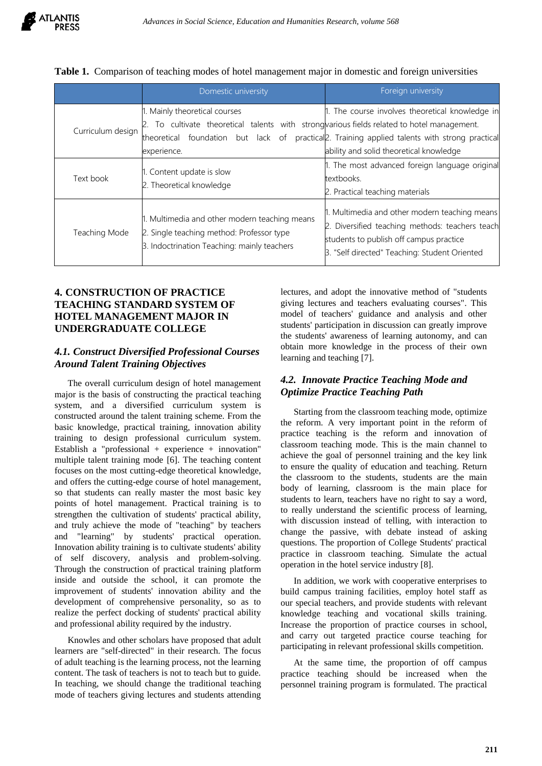**Table 1.** Comparison of teaching modes of hotel management major in domestic and foreign universities

| | Domestic university | Foreign university |
|---|---|---|
| Curriculum design | 1. Mainly theoretical courses<br>2. To cultivate theoretical talents with strong theoretical foundation but lack of practical experience. | 1. The course involves theoretical knowledge in various fields related to hotel management.<br>2. Training applied talents with strong practical ability and solid theoretical knowledge |
| Text book | 1. Content update is slow<br>2. Theoretical knowledge | 1. The most advanced foreign language original textbooks.<br>2. Practical teaching materials |
| Teaching Mode | 1. Multimedia and other modern teaching means<br>2. Single teaching method: Professor type<br>3. Indoctrination Teaching: mainly teachers | 1. Multimedia and other modern teaching means<br>2. Diversified teaching methods: teachers teach students to publish off campus practice<br>3. "Self directed" Teaching: Student Oriented |

## 4. CONSTRUCTION OF PRACTICE TEACHING STANDARD SYSTEM OF HOTEL MANAGEMENT MAJOR IN UNDERGRADUATE COLLEGE

### *4.1. Construct Diversified Professional Courses Around Talent Training Objectives*

The overall curriculum design of hotel management major is the basis of constructing the practical teaching system, and a diversified curriculum system is constructed around the talent training scheme. From the basic knowledge, practical training, innovation ability training to design professional curriculum system. Establish a "professional + experience + innovation" multiple talent training mode [6]. The teaching content focuses on the most cutting-edge theoretical knowledge, and offers the cutting-edge course of hotel management, so that students can really master the most basic key points of hotel management. Practical training is to strengthen the cultivation of students' practical ability, and truly achieve the mode of "teaching" by teachers and "learning" by students' practical operation. Innovation ability training is to cultivate students' ability of self discovery, analysis and problem-solving. Through the construction of practical training platform inside and outside the school, it can promote the improvement of students' innovation ability and the development of comprehensive personality, so as to realize the perfect docking of students' practical ability and professional ability required by the industry.

Knowles and other scholars have proposed that adult learners are "self-directed" in their research. The focus of adult teaching is the learning process, not the learning content. The task of teachers is not to teach but to guide. In teaching, we should change the traditional teaching mode of teachers giving lectures and students attending lectures, and adopt the innovative method of "students giving lectures and teachers evaluating courses". This model of teachers' guidance and analysis and other students' participation in discussion can greatly improve the students' awareness of learning autonomy, and can obtain more knowledge in the process of their own learning and teaching [7].

### *4.2. Innovate Practice Teaching Mode and Optimize Practice Teaching Path*

Starting from the classroom teaching mode, optimize the reform. A very important point in the reform of practice teaching is the reform and innovation of classroom teaching mode. This is the main channel to achieve the goal of personnel training and the key link to ensure the quality of education and teaching. Return the classroom to the students, students are the main body of learning, classroom is the main place for students to learn, teachers have no right to say a word, to really understand the scientific process of learning, with discussion instead of telling, with interaction to change the passive, with debate instead of asking questions. The proportion of College Students' practical practice in classroom teaching. Simulate the actual operation in the hotel service industry [8].

In addition, we work with cooperative enterprises to build campus training facilities, employ hotel staff as our special teachers, and provide students with relevant knowledge teaching and vocational skills training. Increase the proportion of practice courses in school, and carry out targeted practice course teaching for participating in relevant professional skills competition.

At the same time, the proportion of off campus practice teaching should be increased when the personnel training program is formulated. The practical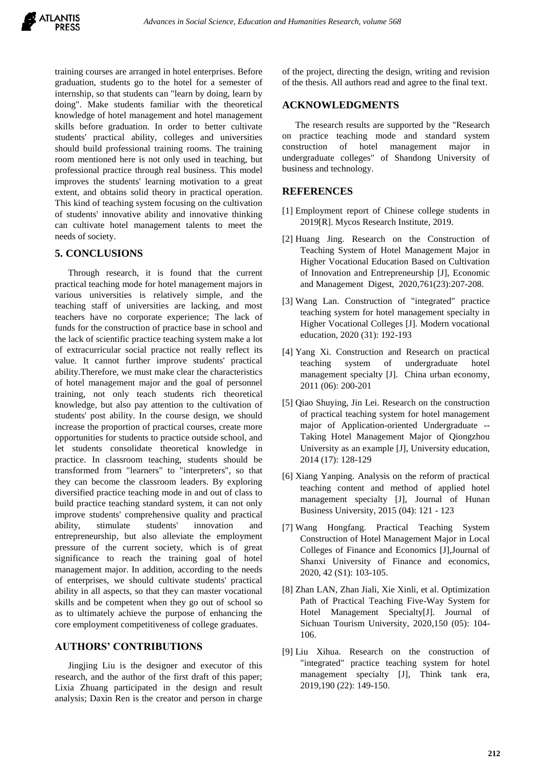training courses are arranged in hotel enterprises. Before graduation, students go to the hotel for a semester of internship, so that students can "learn by doing, learn by doing". Make students familiar with the theoretical knowledge of hotel management and hotel management skills before graduation. In order to better cultivate students' practical ability, colleges and universities should build professional training rooms. The training room mentioned here is not only used in teaching, but professional practice through real business. This model improves the students' learning motivation to a great extent, and obtains solid theory in practical operation. This kind of teaching system focusing on the cultivation of students' innovative ability and innovative thinking can cultivate hotel management talents to meet the needs of society.

## 5. CONCLUSIONS

Through research, it is found that the current practical teaching mode for hotel management majors in various universities is relatively simple, and the teaching staff of universities are lacking, and most teachers have no corporate experience; The lack of funds for the construction of practice base in school and the lack of scientific practice teaching system make a lot of extracurricular social practice not really reflect its value. It cannot further improve students' practical ability.Therefore, we must make clear the characteristics of hotel management major and the goal of personnel training, not only teach students rich theoretical knowledge, but also pay attention to the cultivation of students' post ability. In the course design, we should increase the proportion of practical courses, create more opportunities for students to practice outside school, and let students consolidate theoretical knowledge in practice. In classroom teaching, students should be transformed from "learners" to "interpreters", so that they can become the classroom leaders. By exploring diversified practice teaching mode in and out of class to build practice teaching standard system, it can not only improve students' comprehensive quality and practical ability, stimulate students' innovation and entrepreneurship, but also alleviate the employment pressure of the current society, which is of great significance to reach the training goal of hotel management major. In addition, according to the needs of enterprises, we should cultivate students' practical ability in all aspects, so that they can master vocational skills and be competent when they go out of school so as to ultimately achieve the purpose of enhancing the core employment competitiveness of college graduates.

## AUTHORS' CONTRIBUTIONS

Jingjing Liu is the designer and executor of this research, and the author of the first draft of this paper; Lixia Zhuang participated in the design and result analysis; Daxin Ren is the creator and person in charge of the project, directing the design, writing and revision of the thesis. All authors read and agree to the final text.

## ACKNOWLEDGMENTS

The research results are supported by the "Research on practice teaching mode and standard system construction of hotel management major in undergraduate colleges" of Shandong University of business and technology.

## REFERENCES

[1] Employment report of Chinese college students in 2019[R]. Mycos Research Institute, 2019.

[2] Huang Jing. Research on the Construction of Teaching System of Hotel Management Major in Higher Vocational Education Based on Cultivation of Innovation and Entrepreneurship [J], Economic and Management Digest, 2020,761(23):207-208.

[3] Wang Lan. Construction of "integrated" practice teaching system for hotel management specialty in Higher Vocational Colleges [J]. Modern vocational education, 2020 (31): 192-193

[4] Yang Xi. Construction and Research on practical teaching system of undergraduate hotel management specialty [J]. China urban economy, 2011 (06): 200-201

[5] Qiao Shuying, Jin Lei. Research on the construction of practical teaching system for hotel management major of Application-oriented Undergraduate -- Taking Hotel Management Major of Qiongzhou University as an example [J], University education, 2014 (17): 128-129

[6] Xiang Yanping. Analysis on the reform of practical teaching content and method of applied hotel management specialty [J], Journal of Hunan Business University, 2015 (04): 121 - 123

[7] Wang Hongfang. Practical Teaching System Construction of Hotel Management Major in Local Colleges of Finance and Economics [J],Journal of Shanxi University of Finance and economics, 2020, 42 (S1): 103-105.

[8] Zhan LAN, Zhan Jiali, Xie Xinli, et al. Optimization Path of Practical Teaching Five-Way System for Hotel Management Specialty[J]. Journal of Sichuan Tourism University, 2020,150 (05): 104-106.

[9] Liu Xihua. Research on the construction of "integrated" practice teaching system for hotel management specialty [J], Think tank era, 2019,190 (22): 149-150.